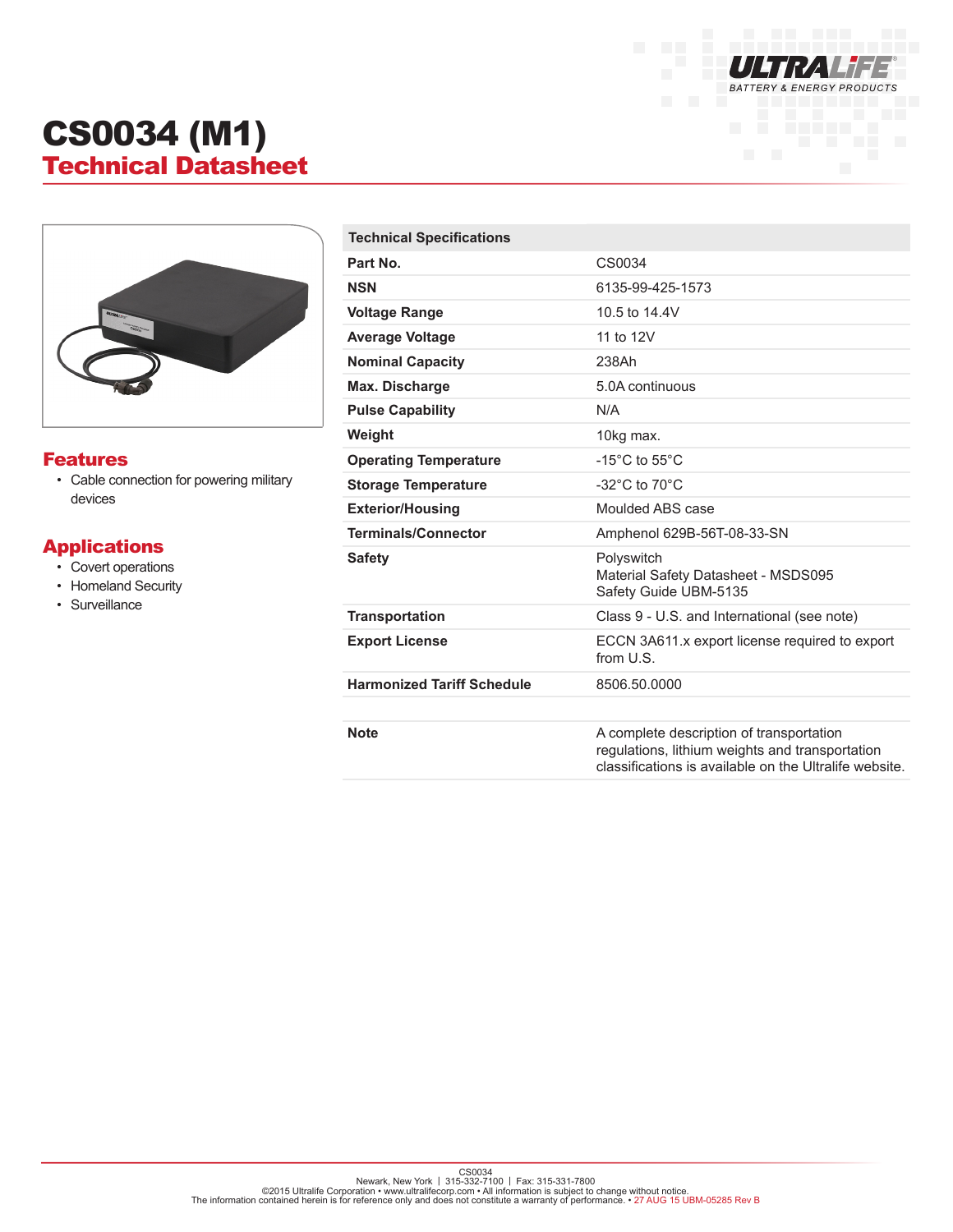# CS0034 (M1)
## Technical Datasheet

### Features

- Cable connection for powering military devices

### Applications

- Covert operations
- Homeland Security
- Surveillance

| Technical Specifications | |
|---|---|
| **Part No.** | CS0034 |
| **NSN** | 6135-99-425-1573 |
| **Voltage Range** | 10.5 to 14.4V |
| **Average Voltage** | 11 to 12V |
| **Nominal Capacity** | 238Ah |
| **Max. Discharge** | 5.0A continuous |
| **Pulse Capability** | N/A |
| **Weight** | 10kg max. |
| **Operating Temperature** | -15°C to 55°C |
| **Storage Temperature** | -32°C to 70°C |
| **Exterior/Housing** | Moulded ABS case |
| **Terminals/Connector** | Amphenol 629B-56T-08-33-SN |
| **Safety** | Polyswitch<br>Material Safety Datasheet - MSDS095<br>Safety Guide UBM-5135 |
| **Transportation** | Class 9 - U.S. and International (see note) |
| **Export License** | ECCN 3A611.x export license required to export from U.S. |
| **Harmonized Tariff Schedule** | 8506.50.0000 |
| | |
| **Note** | A complete description of transportation regulations, lithium weights and transportation classifications is available on the Ultralife website. |

CS0034
Newark, New York | 315-332-7100 | Fax: 315-331-7800
©2015 Ultralife Corporation • www.ultralifecorp.com • All information is subject to change without notice.
The information contained herein is for reference only and does not constitute a warranty of performance. • 27 AUG 15 UBM-05285 Rev B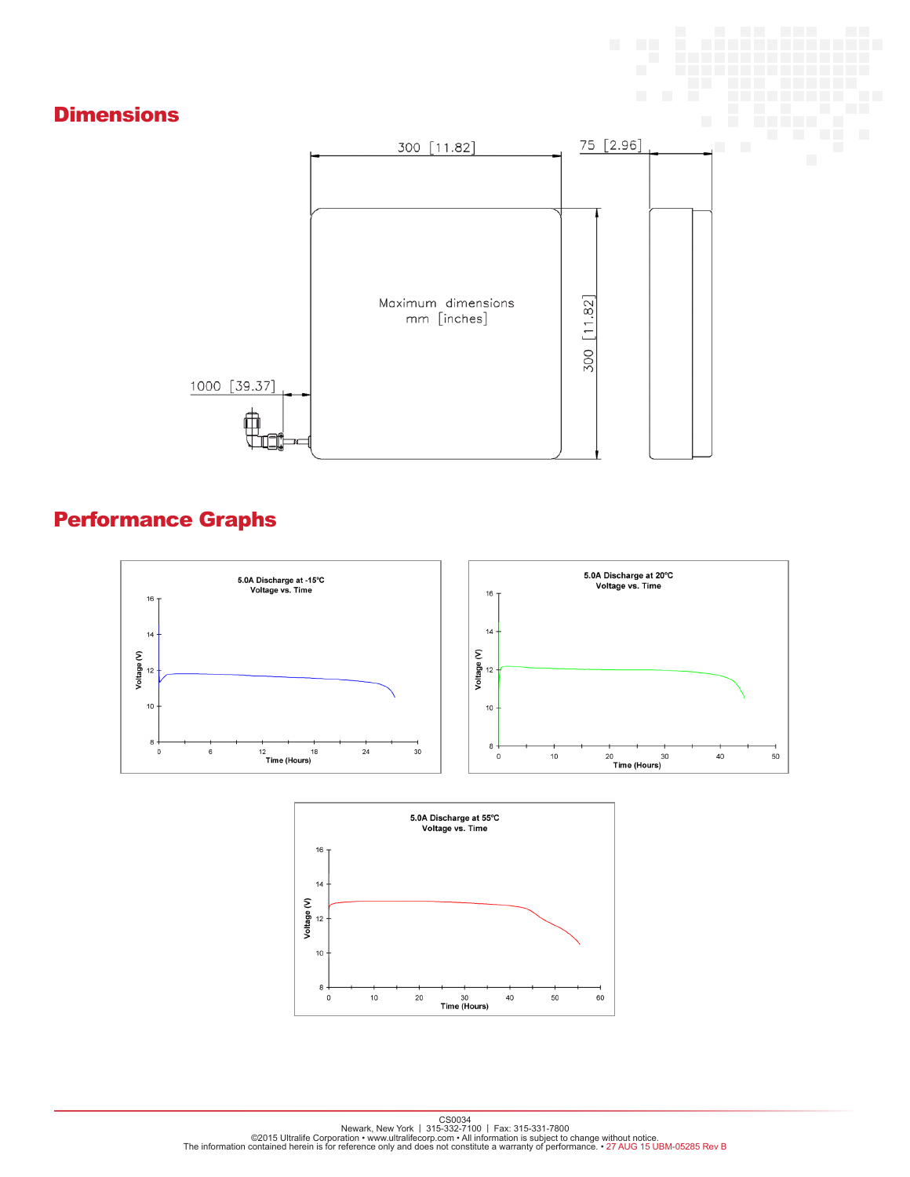## Dimensions

300 [11.82]

75 [2.96]

Maximum dimensions
mm [inches]

300 [11.82]

1000 [39.37]

## Performance Graphs

5.0A Discharge at -15ºC
Voltage vs. Time

Voltage (V)

16
14
12
10
8

0
6
12
18
24
30

Time (Hours)

5.0A Discharge at 20ºC
Voltage vs. Time

Voltage (V)

16
14
12
10
8

0
10
20
30
40
50

Time (Hours)

5.0A Discharge at 55ºC
Voltage vs. Time

Voltage (V)

16
14
12
10
8

0
10
20
30
40
50
60

Time (Hours)

CS0034
Newark, New York | 315-332-7100 | Fax: 315-331-7800
©2015 Ultralife Corporation • www.ultralifecorp.com • All information is subject to change without notice.
The information contained herein is for reference only and does not constitute a warranty of performance. • 27 AUG 15 UBM-05285 Rev B